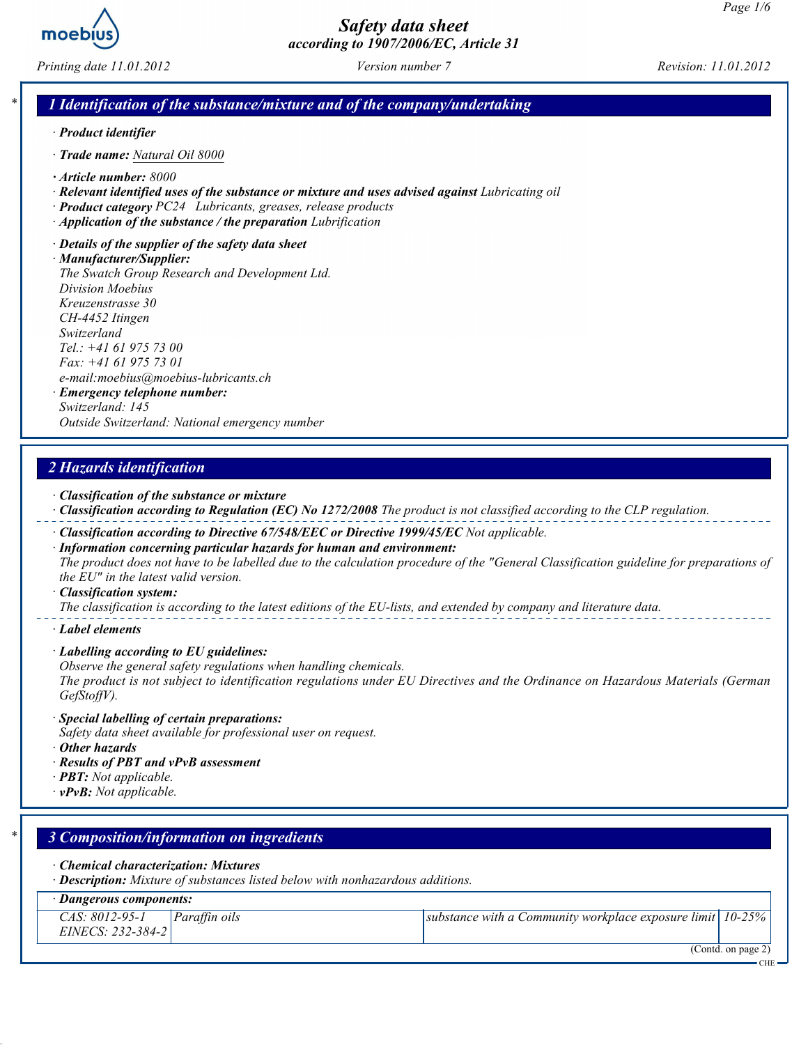# Safety data sheet
## according to 1907/2006/EC, Article 31

Printing date 11.01.2012 | Version number 7 | Revision: 11.01.2012

## 1 Identification of the substance/mixture and of the company/undertaking

· **Product identifier**

· **Trade name:** Natural Oil 8000

· **Article number:** 8000
· **Relevant identified uses of the substance or mixture and uses advised against** Lubricating oil
· **Product category** PC24 Lubricants, greases, release products
· **Application of the substance / the preparation** Lubrification

· **Details of the supplier of the safety data sheet**
· **Manufacturer/Supplier:**
The Swatch Group Research and Development Ltd.
Division Moebius
Kreuzenstrasse 30
CH-4452 Itingen
Switzerland
Tel.: +41 61 975 73 00
Fax: +41 61 975 73 01
e-mail:moebius@moebius-lubricants.ch
· **Emergency telephone number:**
Switzerland: 145
Outside Switzerland: National emergency number

## 2 Hazards identification

· **Classification of the substance or mixture**
· **Classification according to Regulation (EC) No 1272/2008** The product is not classified according to the CLP regulation.

· **Classification according to Directive 67/548/EEC or Directive 1999/45/EC** Not applicable.
· **Information concerning particular hazards for human and environment:**
The product does not have to be labelled due to the calculation procedure of the "General Classification guideline for preparations of the EU" in the latest valid version.
· **Classification system:**
The classification is according to the latest editions of the EU-lists, and extended by company and literature data.

· **Label elements**

· **Labelling according to EU guidelines:**
Observe the general safety regulations when handling chemicals.
The product is not subject to identification regulations under EU Directives and the Ordinance on Hazardous Materials (German GefStoffV).

· **Special labelling of certain preparations:**
Safety data sheet available for professional user on request.
· **Other hazards**
· **Results of PBT and vPvB assessment**
· **PBT:** Not applicable.
· **vPvB:** Not applicable.

## 3 Composition/information on ingredients

· **Chemical characterization: Mixtures**
· **Description:** Mixture of substances listed below with nonhazardous additions.

| · Dangerous components: | | | |
|---|---|---|---|
| CAS: 8012-95-1<br>EINECS: 232-384-2 | Paraffin oils | substance with a Community workplace exposure limit | 10-25% |

(Contd. on page 2)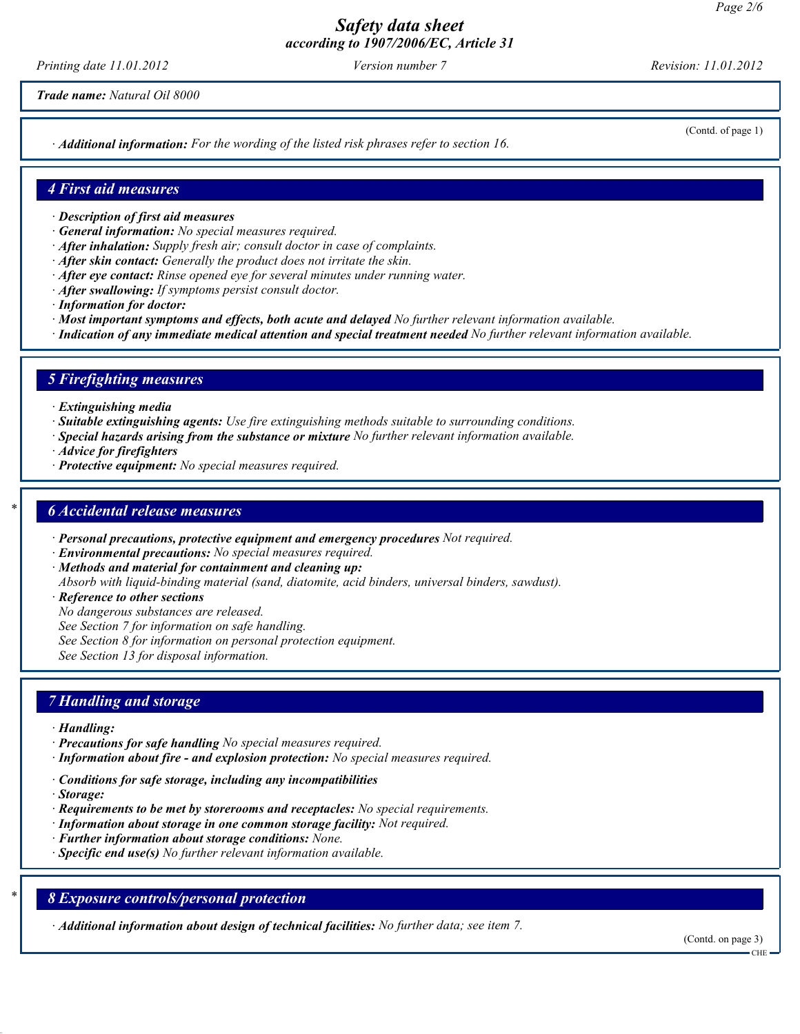**Trade name:** *Natural Oil 8000*

(Contd. of page 1)

· **Additional information:** *For the wording of the listed risk phrases refer to section 16.*

## 4 First aid measures

· **Description of first aid measures**
· **General information:** *No special measures required.*
· **After inhalation:** *Supply fresh air; consult doctor in case of complaints.*
· **After skin contact:** *Generally the product does not irritate the skin.*
· **After eye contact:** *Rinse opened eye for several minutes under running water.*
· **After swallowing:** *If symptoms persist consult doctor.*
· **Information for doctor:**
· **Most important symptoms and effects, both acute and delayed** *No further relevant information available.*
· **Indication of any immediate medical attention and special treatment needed** *No further relevant information available.*

## 5 Firefighting measures

· **Extinguishing media**
· **Suitable extinguishing agents:** *Use fire extinguishing methods suitable to surrounding conditions.*
· **Special hazards arising from the substance or mixture** *No further relevant information available.*
· **Advice for firefighters**
· **Protective equipment:** *No special measures required.*

## * 6 Accidental release measures

· **Personal precautions, protective equipment and emergency procedures** *Not required.*
· **Environmental precautions:** *No special measures required.*
· **Methods and material for containment and cleaning up:**
*Absorb with liquid-binding material (sand, diatomite, acid binders, universal binders, sawdust).*
· **Reference to other sections**
*No dangerous substances are released.*
*See Section 7 for information on safe handling.*
*See Section 8 for information on personal protection equipment.*
*See Section 13 for disposal information.*

## 7 Handling and storage

· **Handling:**
· **Precautions for safe handling** *No special measures required.*
· **Information about fire - and explosion protection:** *No special measures required.*

· **Conditions for safe storage, including any incompatibilities**
· **Storage:**
· **Requirements to be met by storerooms and receptacles:** *No special requirements.*
· **Information about storage in one common storage facility:** *Not required.*
· **Further information about storage conditions:** *None.*
· **Specific end use(s)** *No further relevant information available.*

## * 8 Exposure controls/personal protection

· **Additional information about design of technical facilities:** *No further data; see item 7.*

(Contd. on page 3)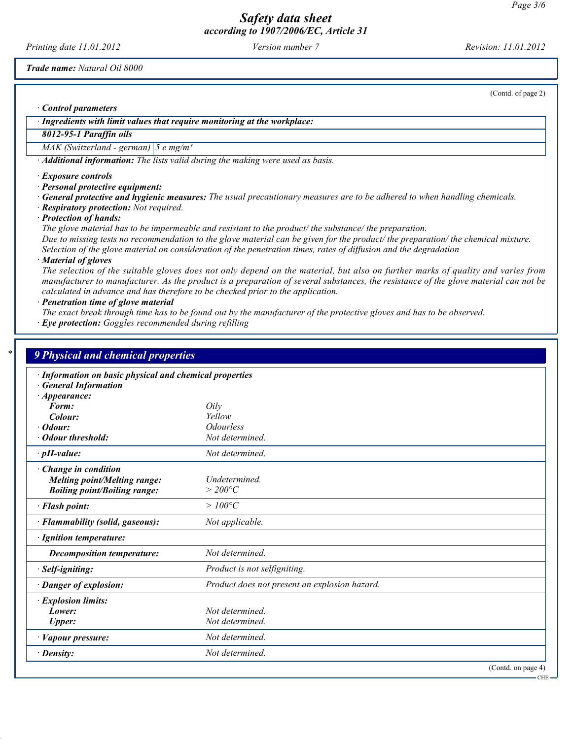(Contd. of page 2)

· **Control parameters**

| · **Ingredients with limit values that require monitoring at the workplace:** | |
|---|---|
| **8012-95-1 Paraffin oils** | |
| MAK (Switzerland - german) | 5 e mg/m³ |

· **Additional information:** The lists valid during the making were used as basis.

· **Exposure controls**
· **Personal protective equipment:**
· **General protective and hygienic measures:** The usual precautionary measures are to be adhered to when handling chemicals.
· **Respiratory protection:** Not required.
· **Protection of hands:**
The glove material has to be impermeable and resistant to the product/ the substance/ the preparation.
Due to missing tests no recommendation to the glove material can be given for the product/ the preparation/ the chemical mixture.
Selection of the glove material on consideration of the penetration times, rates of diffusion and the degradation
· **Material of gloves**
The selection of the suitable gloves does not only depend on the material, but also on further marks of quality and varies from manufacturer to manufacturer. As the product is a preparation of several substances, the resistance of the glove material can not be calculated in advance and has therefore to be checked prior to the application.
· **Penetration time of glove material**
The exact break through time has to be found out by the manufacturer of the protective gloves and has to be observed.
· **Eye protection:** Goggles recommended during refilling

## 9 Physical and chemical properties

| · **Information on basic physical and chemical properties** | |
|---|---|
| · **General Information** | |
| · **Appearance:** | |
| **Form:** | Oily |
| **Colour:** | Yellow |
| · **Odour:** | Odourless |
| · **Odour threshold:** | Not determined. |
| · **pH-value:** | Not determined. |
| · **Change in condition** | |
| **Melting point/Melting range:** | Undetermined. |
| **Boiling point/Boiling range:** | > 200°C |
| · **Flash point:** | > 100°C |
| · **Flammability (solid, gaseous):** | Not applicable. |
| · **Ignition temperature:** | |
| **Decomposition temperature:** | Not determined. |
| · **Self-igniting:** | Product is not selfigniting. |
| · **Danger of explosion:** | Product does not present an explosion hazard. |
| · **Explosion limits:** | |
| **Lower:** | Not determined. |
| **Upper:** | Not determined. |
| · **Vapour pressure:** | Not determined. |
| · **Density:** | Not determined. |

(Contd. on page 4)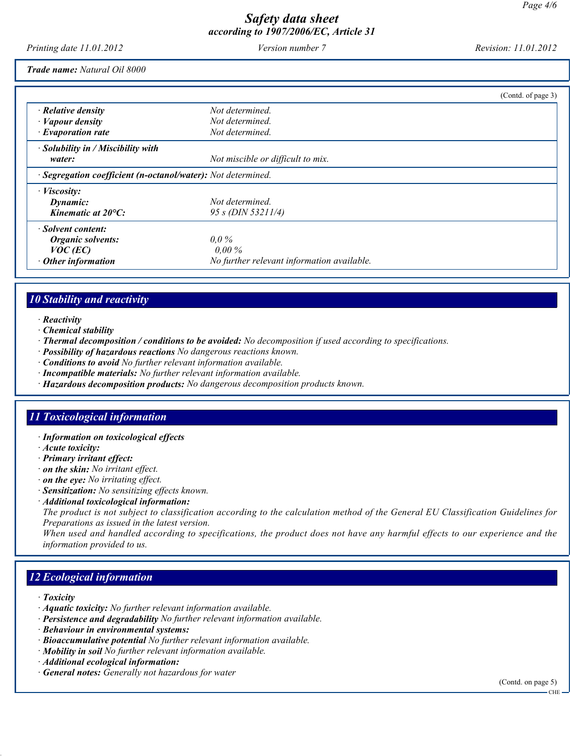Trade name: Natural Oil 8000

(Contd. of page 3)

| | |
|---|---|
| · **Relative density** | Not determined. |
| · **Vapour density** | Not determined. |
| · **Evaporation rate** | Not determined. |
| · **Solubility in / Miscibility with water:** | Not miscible or difficult to mix. |
| · **Segregation coefficient (n-octanol/water):** | Not determined. |
| · **Viscosity:** | |
| **Dynamic:** | Not determined. |
| **Kinematic at 20°C:** | 95 s (DIN 53211/4) |
| · **Solvent content:** | |
| **Organic solvents:** | 0,0 % |
| **VOC (EC)** | 0,00 % |
| · **Other information** | No further relevant information available. |

## 10 Stability and reactivity

· **Reactivity**
· **Chemical stability**
· **Thermal decomposition / conditions to be avoided:** No decomposition if used according to specifications.
· **Possibility of hazardous reactions** No dangerous reactions known.
· **Conditions to avoid** No further relevant information available.
· **Incompatible materials:** No further relevant information available.
· **Hazardous decomposition products:** No dangerous decomposition products known.

## 11 Toxicological information

· **Information on toxicological effects**
· **Acute toxicity:**
· **Primary irritant effect:**
· **on the skin:** No irritant effect.
· **on the eye:** No irritating effect.
· **Sensitization:** No sensitizing effects known.
· **Additional toxicological information:**
The product is not subject to classification according to the calculation method of the General EU Classification Guidelines for Preparations as issued in the latest version.
When used and handled according to specifications, the product does not have any harmful effects to our experience and the information provided to us.

## 12 Ecological information

· **Toxicity**
· **Aquatic toxicity:** No further relevant information available.
· **Persistence and degradability** No further relevant information available.
· **Behaviour in environmental systems:**
· **Bioaccumulative potential** No further relevant information available.
· **Mobility in soil** No further relevant information available.
· **Additional ecological information:**
· **General notes:** Generally not hazardous for water

(Contd. on page 5)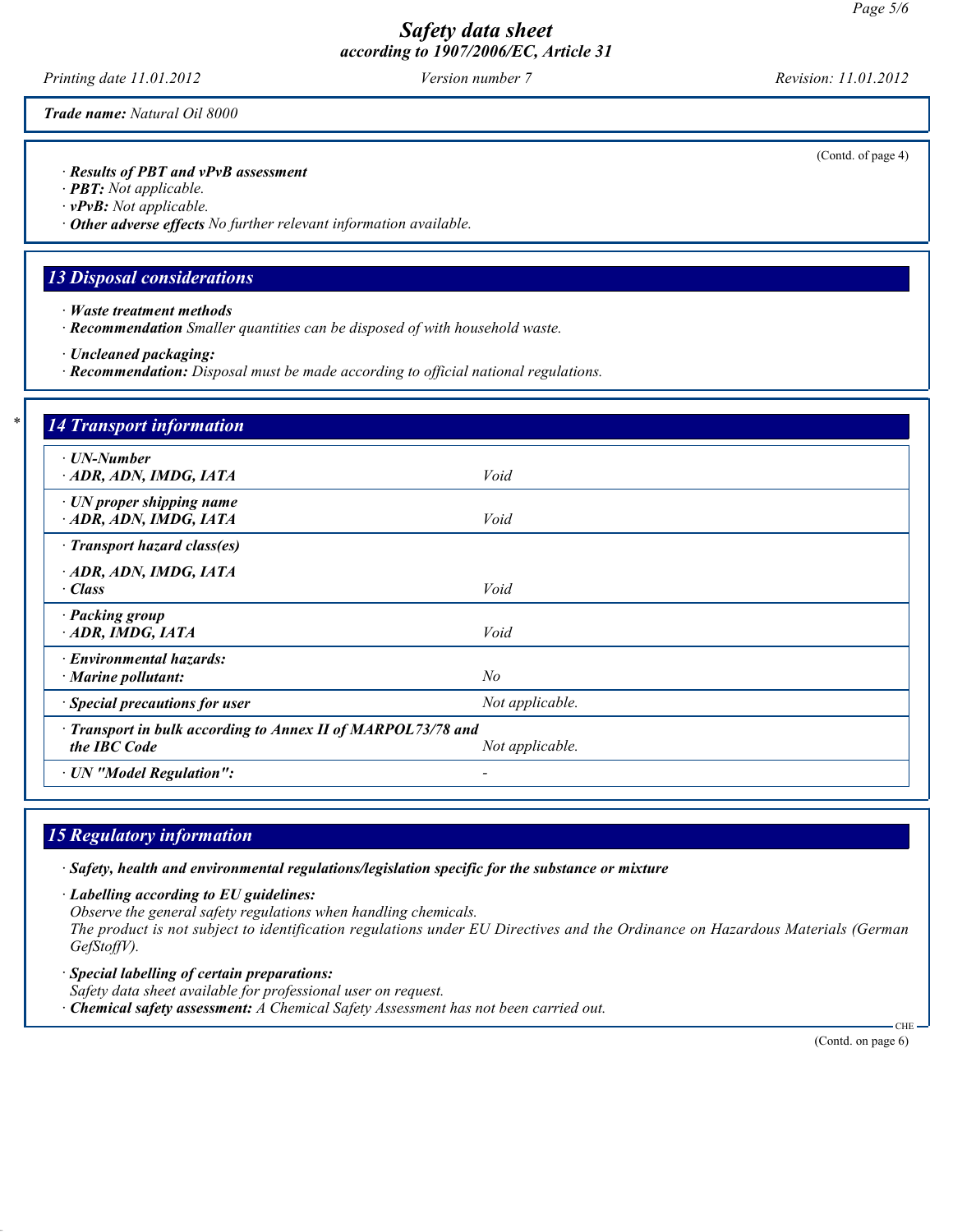*Trade name:* Natural Oil 8000

(Contd. of page 4)

· **Results of PBT and vPvB assessment**
· **PBT:** Not applicable.
· **vPvB:** Not applicable.
· **Other adverse effects** No further relevant information available.

## 13 Disposal considerations

· **Waste treatment methods**
· **Recommendation** Smaller quantities can be disposed of with household waste.

· **Uncleaned packaging:**
· **Recommendation:** Disposal must be made according to official national regulations.

## * 14 Transport information

| | |
|---|---|
| · **UN-Number** · **ADR, ADN, IMDG, IATA** | Void |
| · **UN proper shipping name** · **ADR, ADN, IMDG, IATA** | Void |
| · **Transport hazard class(es)** · **ADR, ADN, IMDG, IATA** · **Class** | Void |
| · **Packing group** · **ADR, IMDG, IATA** | Void |
| · **Environmental hazards:** · **Marine pollutant:** | No |
| · **Special precautions for user** | Not applicable. |
| · **Transport in bulk according to Annex II of MARPOL73/78 and the IBC Code** | Not applicable. |
| · **UN "Model Regulation":** | - |

## 15 Regulatory information

· **Safety, health and environmental regulations/legislation specific for the substance or mixture**

· **Labelling according to EU guidelines:**
Observe the general safety regulations when handling chemicals.
The product is not subject to identification regulations under EU Directives and the Ordinance on Hazardous Materials (German GefStoffV).

· **Special labelling of certain preparations:**
Safety data sheet available for professional user on request.
· **Chemical safety assessment:** A Chemical Safety Assessment has not been carried out.

CHE

(Contd. on page 6)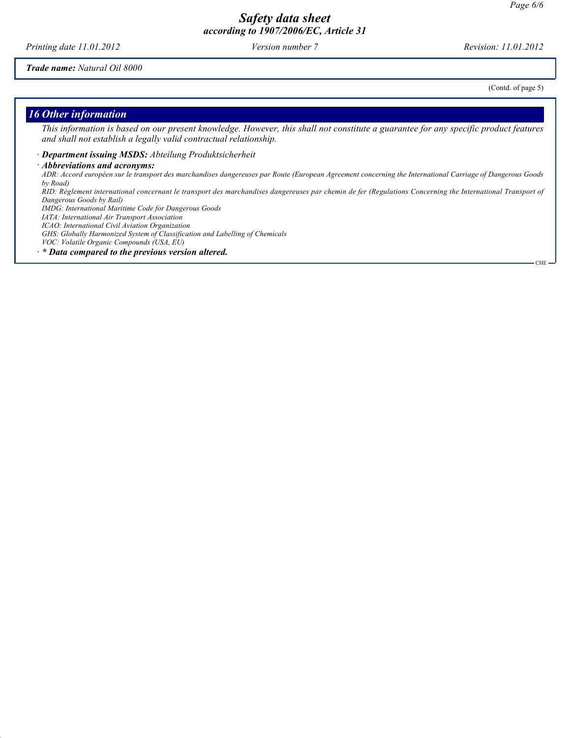## 16 Other information

*This information is based on our present knowledge. However, this shall not constitute a guarantee for any specific product features and shall not establish a legally valid contractual relationship.*

· ***Department issuing MSDS:*** *Abteilung Produktsicherheit*

· ***Abbreviations and acronyms:***

*ADR: Accord européen sur le transport des marchandises dangereuses par Route (European Agreement concerning the International Carriage of Dangerous Goods by Road)*
*RID: Règlement international concernant le transport des marchandises dangereuses par chemin de fer (Regulations Concerning the International Transport of Dangerous Goods by Rail)*
*IMDG: International Maritime Code for Dangerous Goods*
*IATA: International Air Transport Association*
*ICAO: International Civil Aviation Organization*
*GHS: Globally Harmonized System of Classification and Labelling of Chemicals*
*VOC: Volatile Organic Compounds (USA, EU)*

· ***\* Data compared to the previous version altered.***